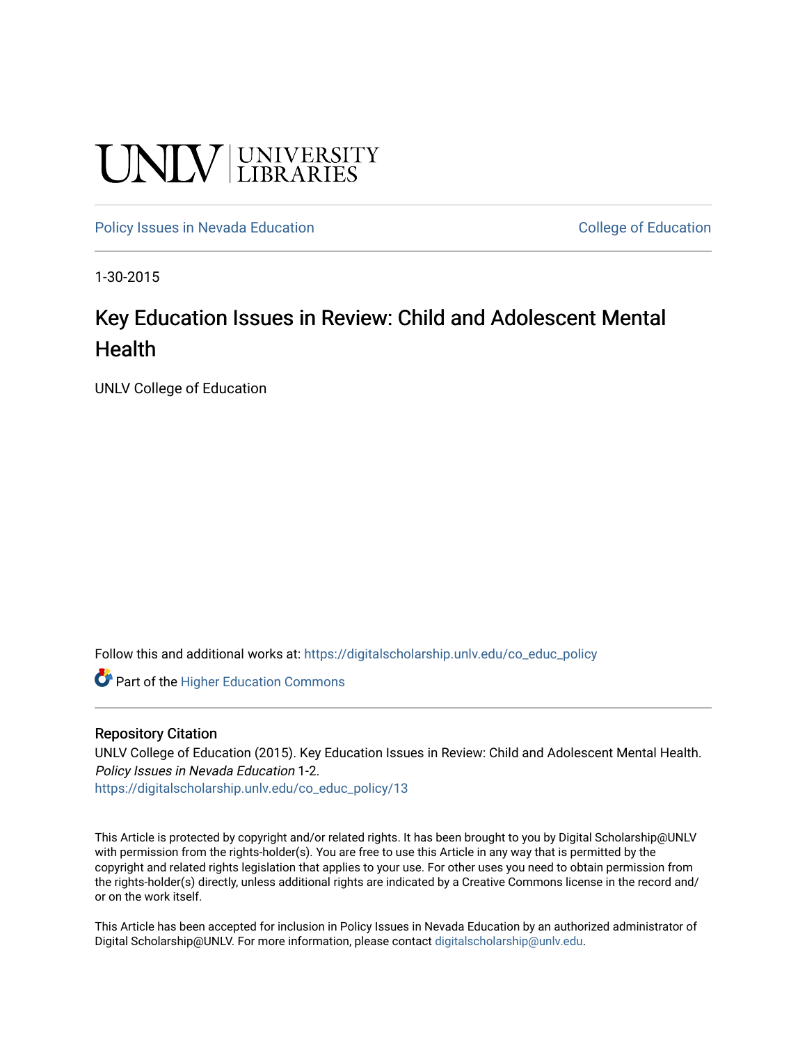UNLV | UNIVERSITY LIBRARIES

Policy Issues in Nevada Education | College of Education

1-30-2015

# Key Education Issues in Review: Child and Adolescent Mental Health

UNLV College of Education

Follow this and additional works at: https://digitalscholarship.unlv.edu/co_educ_policy

Part of the Higher Education Commons

## Repository Citation

UNLV College of Education (2015). Key Education Issues in Review: Child and Adolescent Mental Health. *Policy Issues in Nevada Education* 1-2.
https://digitalscholarship.unlv.edu/co_educ_policy/13

This Article is protected by copyright and/or related rights. It has been brought to you by Digital Scholarship@UNLV with permission from the rights-holder(s). You are free to use this Article in any way that is permitted by the copyright and related rights legislation that applies to your use. For other uses you need to obtain permission from the rights-holder(s) directly, unless additional rights are indicated by a Creative Commons license in the record and/or on the work itself.

This Article has been accepted for inclusion in Policy Issues in Nevada Education by an authorized administrator of Digital Scholarship@UNLV. For more information, please contact digitalscholarship@unlv.edu.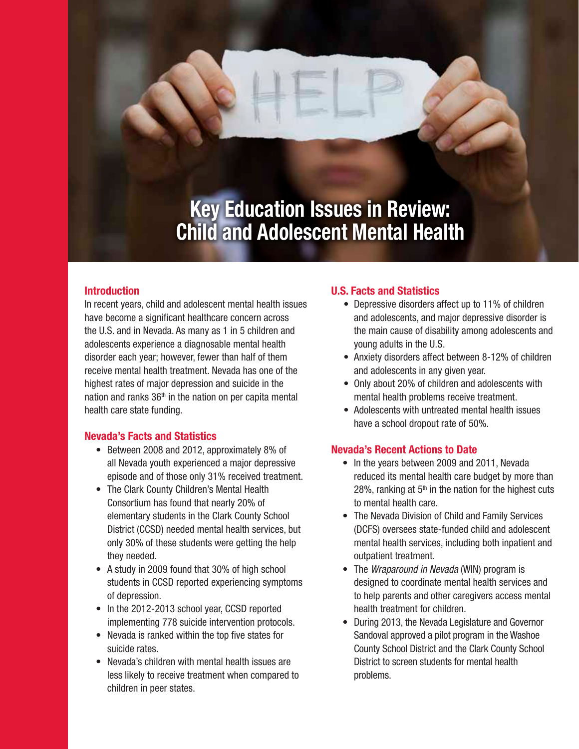# Key Education Issues in Review: Child and Adolescent Mental Health

## Introduction

In recent years, child and adolescent mental health issues have become a significant healthcare concern across the U.S. and in Nevada. As many as 1 in 5 children and adolescents experience a diagnosable mental health disorder each year; however, fewer than half of them receive mental health treatment. Nevada has one of the highest rates of major depression and suicide in the nation and ranks 36th in the nation on per capita mental health care state funding.

## Nevada's Facts and Statistics

- Between 2008 and 2012, approximately 8% of all Nevada youth experienced a major depressive episode and of those only 31% received treatment.
- The Clark County Children's Mental Health Consortium has found that nearly 20% of elementary students in the Clark County School District (CCSD) needed mental health services, but only 30% of these students were getting the help they needed.
- A study in 2009 found that 30% of high school students in CCSD reported experiencing symptoms of depression.
- In the 2012-2013 school year, CCSD reported implementing 778 suicide intervention protocols.
- Nevada is ranked within the top five states for suicide rates.
- Nevada's children with mental health issues are less likely to receive treatment when compared to children in peer states.

## U.S. Facts and Statistics

- Depressive disorders affect up to 11% of children and adolescents, and major depressive disorder is the main cause of disability among adolescents and young adults in the U.S.
- Anxiety disorders affect between 8-12% of children and adolescents in any given year.
- Only about 20% of children and adolescents with mental health problems receive treatment.
- Adolescents with untreated mental health issues have a school dropout rate of 50%.

## Nevada's Recent Actions to Date

- In the years between 2009 and 2011, Nevada reduced its mental health care budget by more than 28%, ranking at 5th in the nation for the highest cuts to mental health care.
- The Nevada Division of Child and Family Services (DCFS) oversees state-funded child and adolescent mental health services, including both inpatient and outpatient treatment.
- The *Wraparound in Nevada* (WIN) program is designed to coordinate mental health services and to help parents and other caregivers access mental health treatment for children.
- During 2013, the Nevada Legislature and Governor Sandoval approved a pilot program in the Washoe County School District and the Clark County School District to screen students for mental health problems.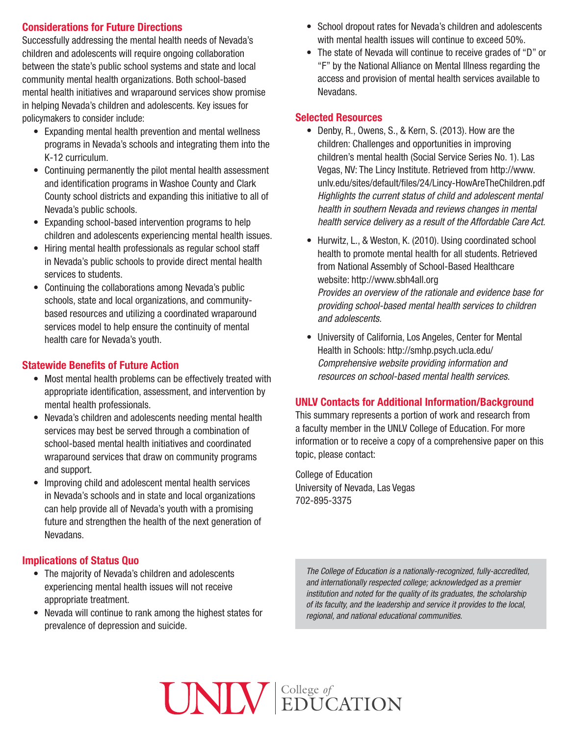## Considerations for Future Directions

Successfully addressing the mental health needs of Nevada's children and adolescents will require ongoing collaboration between the state's public school systems and state and local community mental health organizations. Both school-based mental health initiatives and wraparound services show promise in helping Nevada's children and adolescents. Key issues for policymakers to consider include:

- Expanding mental health prevention and mental wellness programs in Nevada's schools and integrating them into the K-12 curriculum.
- Continuing permanently the pilot mental health assessment and identification programs in Washoe County and Clark County school districts and expanding this initiative to all of Nevada's public schools.
- Expanding school-based intervention programs to help children and adolescents experiencing mental health issues.
- Hiring mental health professionals as regular school staff in Nevada's public schools to provide direct mental health services to students.
- Continuing the collaborations among Nevada's public schools, state and local organizations, and community-based resources and utilizing a coordinated wraparound services model to help ensure the continuity of mental health care for Nevada's youth.

## Statewide Benefits of Future Action

- Most mental health problems can be effectively treated with appropriate identification, assessment, and intervention by mental health professionals.
- Nevada's children and adolescents needing mental health services may best be served through a combination of school-based mental health initiatives and coordinated wraparound services that draw on community programs and support.
- Improving child and adolescent mental health services in Nevada's schools and in state and local organizations can help provide all of Nevada's youth with a promising future and strengthen the health of the next generation of Nevadans.

## Implications of Status Quo

- The majority of Nevada's children and adolescents experiencing mental health issues will not receive appropriate treatment.
- Nevada will continue to rank among the highest states for prevalence of depression and suicide.
- School dropout rates for Nevada's children and adolescents with mental health issues will continue to exceed 50%.
- The state of Nevada will continue to receive grades of "D" or "F" by the National Alliance on Mental Illness regarding the access and provision of mental health services available to Nevadans.

## Selected Resources

- Denby, R., Owens, S., & Kern, S. (2013). How are the children: Challenges and opportunities in improving children's mental health (Social Service Series No. 1). Las Vegas, NV: The Lincy Institute. Retrieved from http://www.unlv.edu/sites/default/files/24/Lincy-HowAreTheChildren.pdf
  *Highlights the current status of child and adolescent mental health in southern Nevada and reviews changes in mental health service delivery as a result of the Affordable Care Act.*

- Hurwitz, L., & Weston, K. (2010). Using coordinated school health to promote mental health for all students. Retrieved from National Assembly of School-Based Healthcare website: http://www.sbh4all.org
  *Provides an overview of the rationale and evidence base for providing school-based mental health services to children and adolescents.*

- University of California, Los Angeles, Center for Mental Health in Schools: http://smhp.psych.ucla.edu/
  *Comprehensive website providing information and resources on school-based mental health services.*

## UNLV Contacts for Additional Information/Background

This summary represents a portion of work and research from a faculty member in the UNLV College of Education. For more information or to receive a copy of a comprehensive paper on this topic, please contact:

College of Education
University of Nevada, Las Vegas
702-895-3375

*The College of Education is a nationally-recognized, fully-accredited, and internationally respected college; acknowledged as a premier institution and noted for the quality of its graduates, the scholarship of its faculty, and the leadership and service it provides to the local, regional, and national educational communities.*

UNLV | College *of* EDUCATION